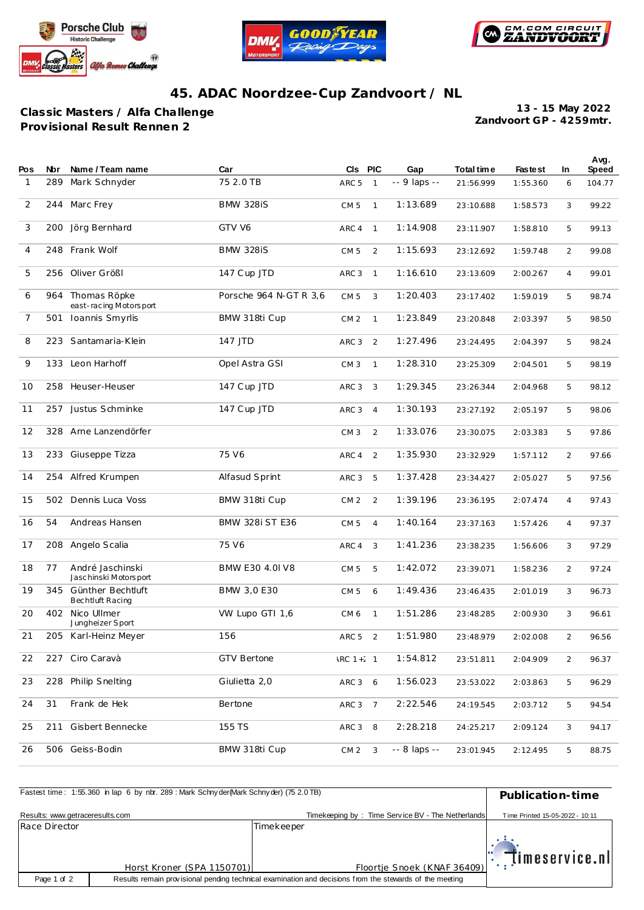# 45. ADAC Noordzee-Cup Zandvoort / NL

**Classic Masters / Alfa Challenge**
**Provisional Result Rennen 2**

**13 - 15 May 2022**
**Zandvoort GP - 4259mtr.**

| Pos | Nbr | Name / Team name | Car | Cls | PIC | Gap | Total time | Fastest | In | Avg. Speed |
|---|---|---|---|---|---|---|---|---|---|---|
| 1 | 289 | Mark Schnyder | 75 2.0 TB | ARC 5 | 1 | -- 9 laps -- | 21:56.999 | 1:55.360 | 6 | 104.77 |
| 2 | 244 | Marc Frey | BMW 328iS | CM 5 | 1 | 1:13.689 | 23:10.688 | 1:58.573 | 3 | 99.22 |
| 3 | 200 | Jörg Bernhard | GTV V6 | ARC 4 | 1 | 1:14.908 | 23:11.907 | 1:58.810 | 5 | 99.13 |
| 4 | 248 | Frank Wolf | BMW 328iS | CM 5 | 2 | 1:15.693 | 23:12.692 | 1:59.748 | 2 | 99.08 |
| 5 | 256 | Oliver Größl | 147 Cup JTD | ARC 3 | 1 | 1:16.610 | 23:13.609 | 2:00.267 | 4 | 99.01 |
| 6 | 964 | Thomas Röpke<br>east-racing Motorsport | Porsche 964 N-GT R 3,6 | CM 5 | 3 | 1:20.403 | 23:17.402 | 1:59.019 | 5 | 98.74 |
| 7 | 501 | Ioannis Smyrlis | BMW 318ti Cup | CM 2 | 1 | 1:23.849 | 23:20.848 | 2:03.397 | 5 | 98.50 |
| 8 | 223 | Santamaria-Klein | 147 JTD | ARC 3 | 2 | 1:27.496 | 23:24.495 | 2:04.397 | 5 | 98.24 |
| 9 | 133 | Leon Harhoff | Opel Astra GSI | CM 3 | 1 | 1:28.310 | 23:25.309 | 2:04.501 | 5 | 98.19 |
| 10 | 258 | Heuser-Heuser | 147 Cup JTD | ARC 3 | 3 | 1:29.345 | 23:26.344 | 2:04.968 | 5 | 98.12 |
| 11 | 257 | Justus Schminke | 147 Cup JTD | ARC 3 | 4 | 1:30.193 | 23:27.192 | 2:05.197 | 5 | 98.06 |
| 12 | 328 | Arne Lanzendörfer | | CM 3 | 2 | 1:33.076 | 23:30.075 | 2:03.383 | 5 | 97.86 |
| 13 | 233 | Giuseppe Tizza | 75 V6 | ARC 4 | 2 | 1:35.930 | 23:32.929 | 1:57.112 | 2 | 97.66 |
| 14 | 254 | Alfred Krumpen | Alfasud Sprint | ARC 3 | 5 | 1:37.428 | 23:34.427 | 2:05.027 | 5 | 97.56 |
| 15 | 502 | Dennis Luca Voss | BMW 318ti Cup | CM 2 | 2 | 1:39.196 | 23:36.195 | 2:07.474 | 4 | 97.43 |
| 16 | 54 | Andreas Hansen | BMW 328i ST E36 | CM 5 | 4 | 1:40.164 | 23:37.163 | 1:57.426 | 4 | 97.37 |
| 17 | 208 | Angelo Scalia | 75 V6 | ARC 4 | 3 | 1:41.236 | 23:38.235 | 1:56.606 | 3 | 97.29 |
| 18 | 77 | André Jaschinski<br>Jaschinski Motorsport | BMW E30 4.0l V8 | CM 5 | 5 | 1:42.072 | 23:39.071 | 1:58.236 | 2 | 97.24 |
| 19 | 345 | Günther Bechtluft<br>Bechtluft Racing | BMW 3,0 E30 | CM 5 | 6 | 1:49.436 | 23:46.435 | 2:01.019 | 3 | 96.73 |
| 20 | 402 | Nico Ullmer<br>Jungheizer Sport | VW Lupo GTI 1,6 | CM 6 | 1 | 1:51.286 | 23:48.285 | 2:00.930 | 3 | 96.61 |
| 21 | 205 | Karl-Heinz Meyer | 156 | ARC 5 | 2 | 1:51.980 | 23:48.979 | 2:02.008 | 2 | 96.56 |
| 22 | 227 | Ciro Caravà | GTV Bertone | ARC 1+2 | 1 | 1:54.812 | 23:51.811 | 2:04.909 | 2 | 96.37 |
| 23 | 228 | Philip Snelting | Giulietta 2,0 | ARC 3 | 6 | 1:56.023 | 23:53.022 | 2:03.863 | 5 | 96.29 |
| 24 | 31 | Frank de Hek | Bertone | ARC 3 | 7 | 2:22.546 | 24:19.545 | 2:03.712 | 5 | 94.54 |
| 25 | 211 | Gisbert Bennecke | 155 TS | ARC 3 | 8 | 2:28.218 | 24:25.217 | 2:09.124 | 3 | 94.17 |
| 26 | 506 | Geiss-Bodin | BMW 318ti Cup | CM 2 | 3 | -- 8 laps -- | 23:01.945 | 2:12.495 | 5 | 88.75 |

Fastest time : 1:55.360 in lap 6 by nbr. 289 : Mark Schnyder(Mark Schnyder) (75 2.0 TB)

**Publication-time**

Results: www.getraceresults.com

Timekeeping by : Time Service BV - The Netherlands

Time Printed 15-05-2022 - 10:11

| Race Director | Timekeeper |
|---|---|
| Horst Kroner (SPA 1150701) | Floortje Snoek (KNAF 36409) |

timeservice.nl

Results remain provisional pending technical examination and decisions from the stewards of the meeting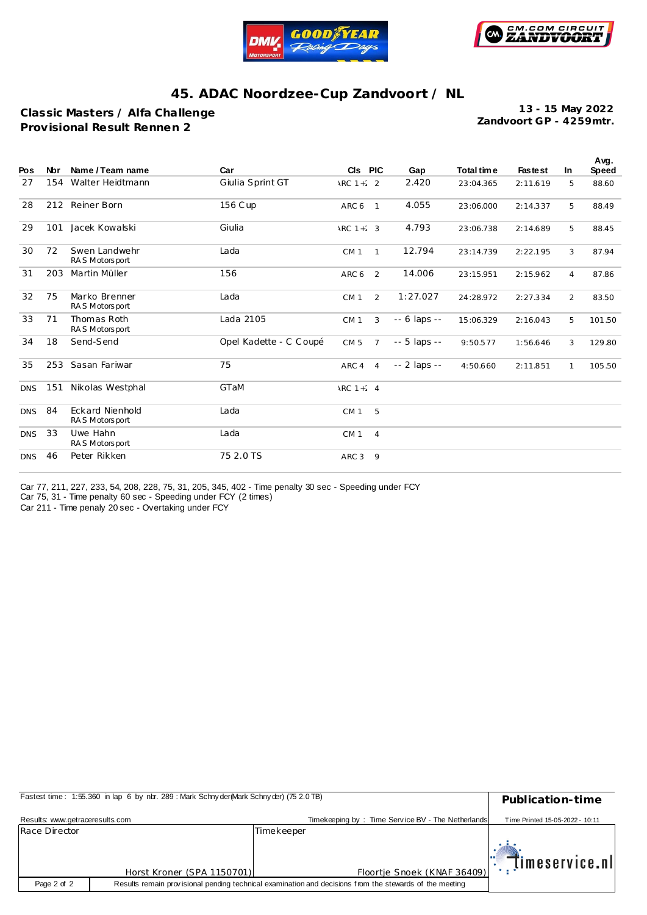# 45. ADAC Noordzee-Cup Zandvoort / NL

**Classic Masters / Alfa Challenge**
**Provisional Result Rennen 2**

**13 - 15 May 2022**
**Zandvoort GP - 4259mtr.**

| Pos | Nbr | Name / Team name | Car | Cls | PIC | Gap | Total time | Fastest | In | Avg. Speed |
|---|---|---|---|---|---|---|---|---|---|---|
| 27 | 154 | Walter Heidtmann | Giulia Sprint GT | \RC 1+2 | 2 | 2.420 | 23:04.365 | 2:11.619 | 5 | 88.60 |
| 28 | 212 | Reiner Born | 156 Cup | ARC 6 | 1 | 4.055 | 23:06.000 | 2:14.337 | 5 | 88.49 |
| 29 | 101 | Jacek Kowalski | Giulia | \RC 1+2 | 3 | 4.793 | 23:06.738 | 2:14.689 | 5 | 88.45 |
| 30 | 72 | Swen Landwehr<br>RAS Motorsport | Lada | CM 1 | 1 | 12.794 | 23:14.739 | 2:22.195 | 3 | 87.94 |
| 31 | 203 | Martin Müller | 156 | ARC 6 | 2 | 14.006 | 23:15.951 | 2:15.962 | 4 | 87.86 |
| 32 | 75 | Marko Brenner<br>RAS Motorsport | Lada | CM 1 | 2 | 1:27.027 | 24:28.972 | 2:27.334 | 2 | 83.50 |
| 33 | 71 | Thomas Roth<br>RAS Motorsport | Lada 2105 | CM 1 | 3 | -- 6 laps -- | 15:06.329 | 2:16.043 | 5 | 101.50 |
| 34 | 18 | Send-Send | Opel Kadette - C Coupé | CM 5 | 7 | -- 5 laps -- | 9:50.577 | 1:56.646 | 3 | 129.80 |
| 35 | 253 | Sasan Fariwar | 75 | ARC 4 | 4 | -- 2 laps -- | 4:50.660 | 2:11.851 | 1 | 105.50 |
| DNS | 151 | Nikolas Westphal | GTaM | \RC 1+2 | 4 | | | | | |
| DNS | 84 | Eckard Nienhold<br>RAS Motorsport | Lada | CM 1 | 5 | | | | | |
| DNS | 33 | Uwe Hahn<br>RAS Motorsport | Lada | CM 1 | 4 | | | | | |
| DNS | 46 | Peter Rikken | 75 2.0 TS | ARC 3 | 9 | | | | | |

Car 77, 211, 227, 233, 54, 208, 228, 75, 31, 205, 345, 402 - Time penalty 30 sec - Speeding under FCY
Car 75, 31 - Time penalty 60 sec - Speeding under FCY (2 times)
Car 211 - Time penaly 20 sec - Overtaking under FCY

Fastest time : 1:55.360 in lap 6 by nbr. 289 : Mark Schnyder(Mark Schnyder) (75 2.0 TB)

**Publication-time**

Results: www.getraceresults.com
Timekeeping by : Time Service BV - The Netherlands
Time Printed 15-05-2022 - 10:11

| Race Director | Timekeeper |
|---|---|
| Horst Kroner (SPA 1150701) | Floortje Snoek (KNAF 36409) |

timeservice.nl

Results remain provisional pending technical examination and decisions from the stewards of the meeting